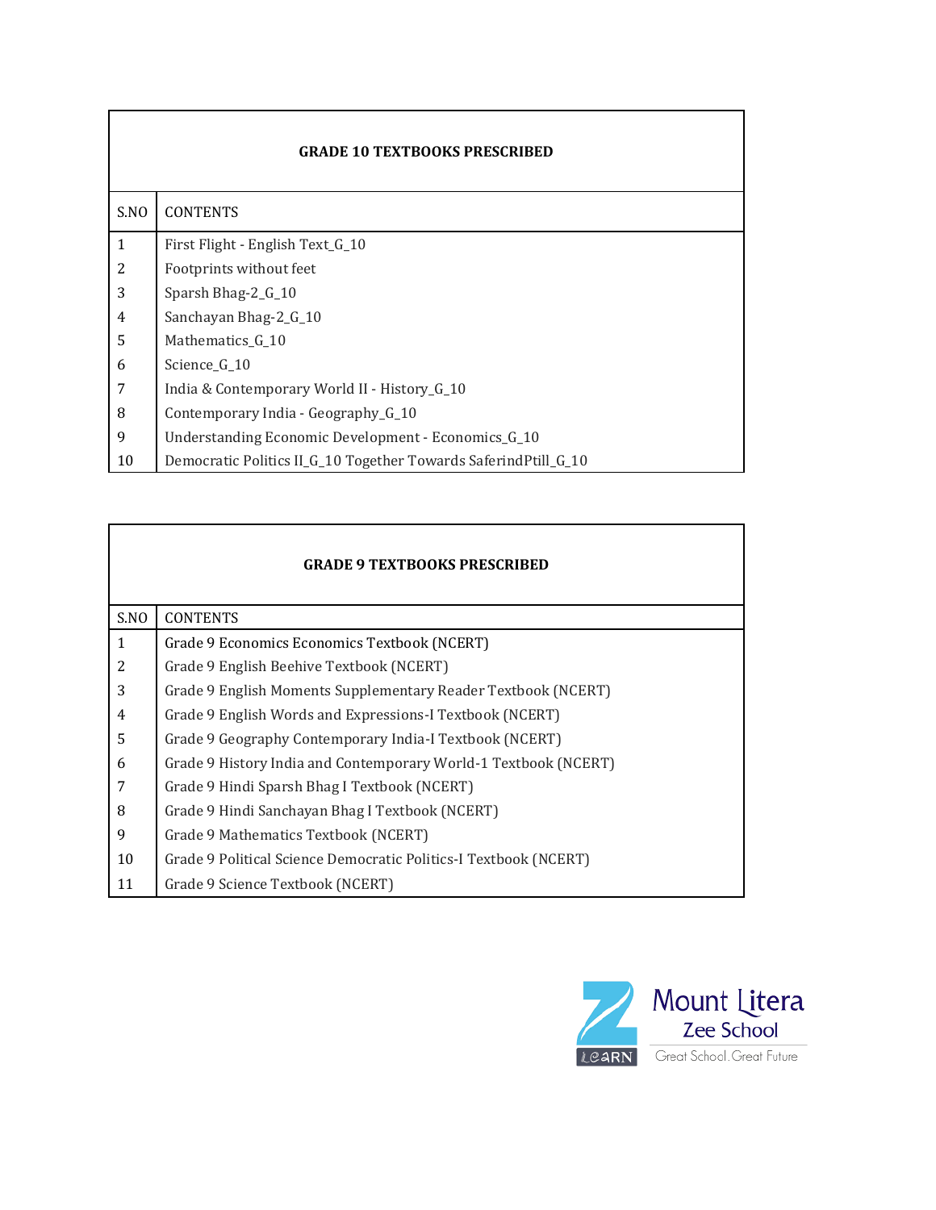| GRADE 10 TEXTBOOKS PRESCRIBED | |
|---|---|
| S.NO | CONTENTS |
| 1 | First Flight - English Text_G_10 |
| 2 | Footprints without feet |
| 3 | Sparsh Bhag-2_G_10 |
| 4 | Sanchayan Bhag-2_G_10 |
| 5 | Mathematics_G_10 |
| 6 | Science_G_10 |
| 7 | India & Contemporary World II - History_G_10 |
| 8 | Contemporary India - Geography_G_10 |
| 9 | Understanding Economic Development - Economics_G_10 |
| 10 | Democratic Politics II_G_10 Together Towards SaferindPtill_G_10 |

| GRADE 9 TEXTBOOKS PRESCRIBED | |
|---|---|
| S.NO | CONTENTS |
| 1 | Grade 9 Economics Economics Textbook (NCERT) |
| 2 | Grade 9 English Beehive Textbook (NCERT) |
| 3 | Grade 9 English Moments Supplementary Reader Textbook (NCERT) |
| 4 | Grade 9 English Words and Expressions-I Textbook (NCERT) |
| 5 | Grade 9 Geography Contemporary India-I Textbook (NCERT) |
| 6 | Grade 9 History India and Contemporary World-1 Textbook (NCERT) |
| 7 | Grade 9 Hindi Sparsh Bhag I Textbook (NCERT) |
| 8 | Grade 9 Hindi Sanchayan Bhag I Textbook (NCERT) |
| 9 | Grade 9 Mathematics Textbook (NCERT) |
| 10 | Grade 9 Political Science Democratic Politics-I Textbook (NCERT) |
| 11 | Grade 9 Science Textbook (NCERT) |

Mount Litera Zee School
Great School. Great Future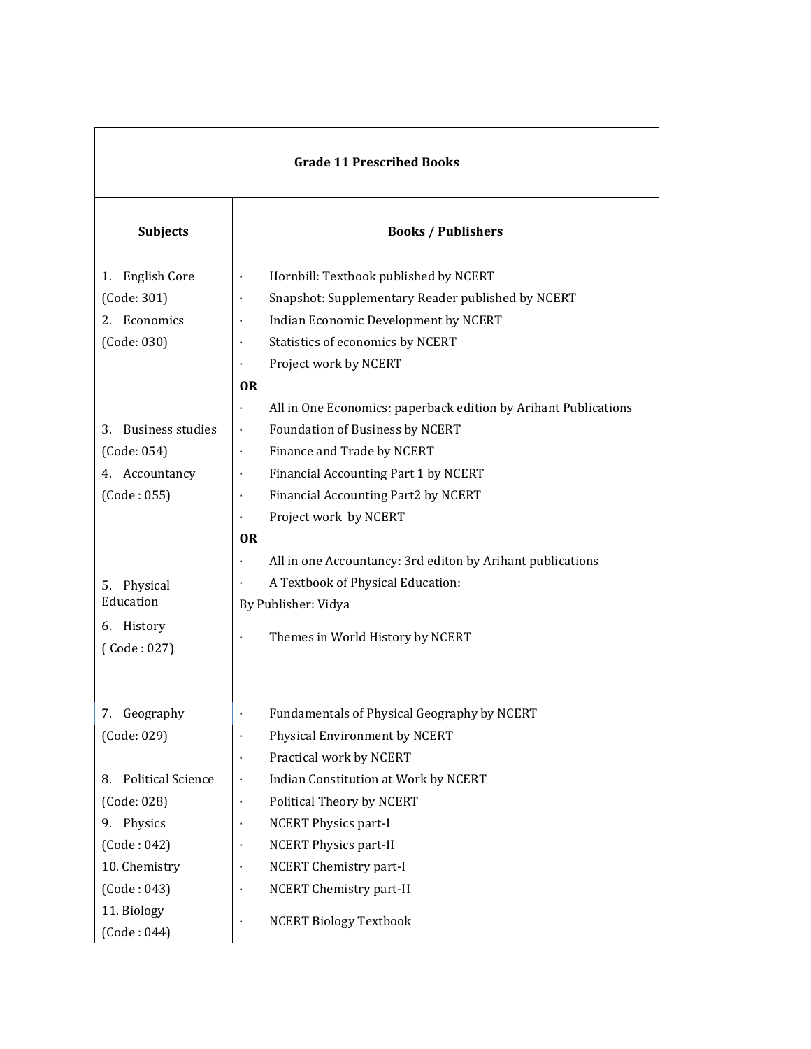| Grade 11 Prescribed Books | |
|---|---|
| **Subjects** | **Books / Publishers** |
| 1. English Core (Code: 301) | · Hornbill: Textbook published by NCERT<br>· Snapshot: Supplementary Reader published by NCERT |
| 2. Economics (Code: 030) | · Indian Economic Development by NCERT<br>· Statistics of economics by NCERT<br>· Project work by NCERT<br>**OR**<br>· All in One Economics: paperback edition by Arihant Publications |
| 3. Business studies (Code: 054) | · Foundation of Business by NCERT<br>· Finance and Trade by NCERT |
| 4. Accountancy (Code : 055) | · Financial Accounting Part 1 by NCERT<br>· Financial Accounting Part2 by NCERT<br>· Project work by NCERT<br>**OR**<br>· All in one Accountancy: 3rd editon by Arihant publications |
| 5. Physical Education | · A Textbook of Physical Education:<br>By Publisher: Vidya |
| 6. History ( Code : 027) | · Themes in World History by NCERT |
| 7. Geography (Code: 029) | · Fundamentals of Physical Geography by NCERT<br>· Physical Environment by NCERT<br>· Practical work by NCERT |
| 8. Political Science (Code: 028) | · Indian Constitution at Work by NCERT<br>· Political Theory by NCERT |
| 9. Physics (Code : 042) | · NCERT Physics part-I<br>· NCERT Physics part-II |
| 10. Chemistry (Code : 043) | · NCERT Chemistry part-I<br>· NCERT Chemistry part-II |
| 11. Biology (Code : 044) | · NCERT Biology Textbook |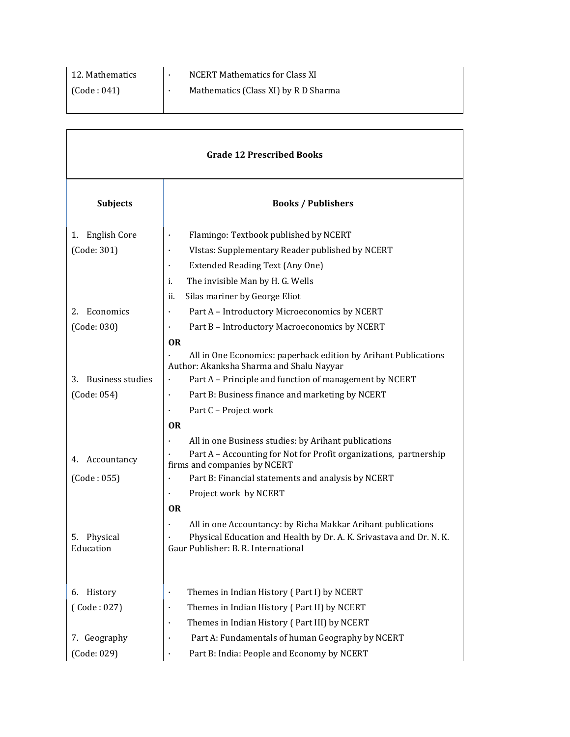| 12. Mathematics (Code : 041) | · NCERT Mathematics for Class XI<br>· Mathematics (Class XI) by R D Sharma |
|---|---|

| **Grade 12 Prescribed Books** | |
|---|---|
| **Subjects** | **Books / Publishers** |
| 1. English Core (Code: 301) | · Flamingo: Textbook published by NCERT<br>· VIstas: Supplementary Reader published by NCERT<br>· Extended Reading Text (Any One)<br>i. The invisible Man by H. G. Wells<br>ii. Silas mariner by George Eliot |
| 2. Economics (Code: 030) | · Part A – Introductory Microeconomics by NCERT<br>· Part B – Introductory Macroeconomics by NCERT<br>**OR**<br>· All in One Economics: paperback edition by Arihant Publications Author: Akanksha Sharma and Shalu Nayyar |
| 3. Business studies (Code: 054) | · Part A – Principle and function of management by NCERT<br>· Part B: Business finance and marketing by NCERT<br>· Part C – Project work<br>**OR**<br>· All in one Business studies: by Arihant publications |
| 4. Accountancy (Code : 055) | · Part A – Accounting for Not for Profit organizations, partnership firms and companies by NCERT<br>· Part B: Financial statements and analysis by NCERT<br>· Project work by NCERT<br>**OR**<br>· All in one Accountancy: by Richa Makkar Arihant publications |
| 5. Physical Education | · Physical Education and Health by Dr. A. K. Srivastava and Dr. N. K. Gaur Publisher: B. R. International |
| 6. History ( Code : 027) | · Themes in Indian History ( Part I) by NCERT<br>· Themes in Indian History ( Part II) by NCERT<br>· Themes in Indian History ( Part III) by NCERT |
| 7. Geography (Code: 029) | · Part A: Fundamentals of human Geography by NCERT<br>· Part B: India: People and Economy by NCERT |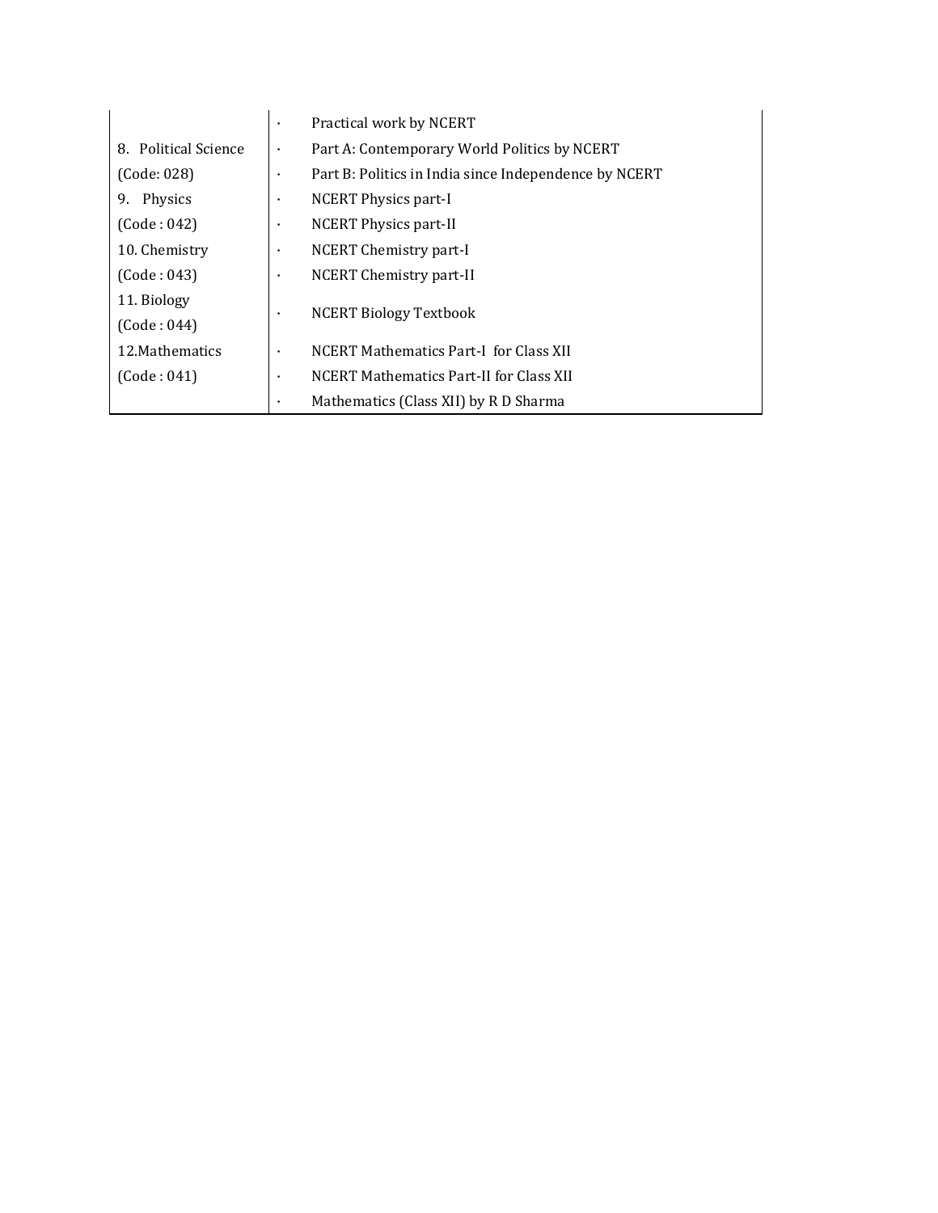| | |
|---|---|
| | · Practical work by NCERT |
| 8. Political Science (Code: 028) | · Part A: Contemporary World Politics by NCERT<br>· Part B: Politics in India since Independence by NCERT |
| 9. Physics (Code : 042) | · NCERT Physics part-I<br>· NCERT Physics part-II |
| 10. Chemistry (Code : 043) | · NCERT Chemistry part-I<br>· NCERT Chemistry part-II |
| 11. Biology (Code : 044) | · NCERT Biology Textbook |
| 12.Mathematics (Code : 041) | · NCERT Mathematics Part-I for Class XII<br>· NCERT Mathematics Part-II for Class XII<br>· Mathematics (Class XII) by R D Sharma |